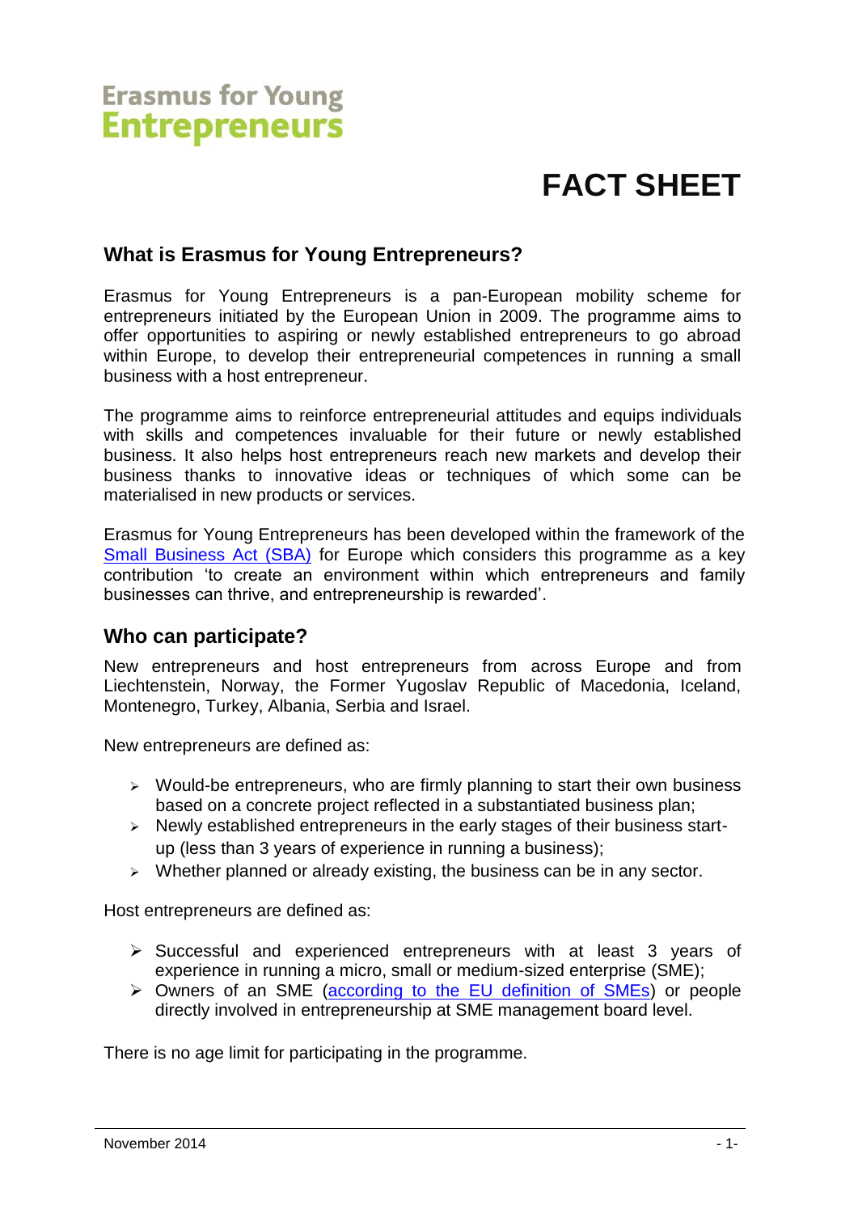# Erasmus for Young Entrepreneurs

# FACT SHEET

## What is Erasmus for Young Entrepreneurs?

Erasmus for Young Entrepreneurs is a pan-European mobility scheme for entrepreneurs initiated by the European Union in 2009. The programme aims to offer opportunities to aspiring or newly established entrepreneurs to go abroad within Europe, to develop their entrepreneurial competences in running a small business with a host entrepreneur.

The programme aims to reinforce entrepreneurial attitudes and equips individuals with skills and competences invaluable for their future or newly established business. It also helps host entrepreneurs reach new markets and develop their business thanks to innovative ideas or techniques of which some can be materialised in new products or services.

Erasmus for Young Entrepreneurs has been developed within the framework of the Small Business Act (SBA) for Europe which considers this programme as a key contribution 'to create an environment within which entrepreneurs and family businesses can thrive, and entrepreneurship is rewarded'.

## Who can participate?

New entrepreneurs and host entrepreneurs from across Europe and from Liechtenstein, Norway, the Former Yugoslav Republic of Macedonia, Iceland, Montenegro, Turkey, Albania, Serbia and Israel.

New entrepreneurs are defined as:

- Would-be entrepreneurs, who are firmly planning to start their own business based on a concrete project reflected in a substantiated business plan;
- Newly established entrepreneurs in the early stages of their business start-up (less than 3 years of experience in running a business);
- Whether planned or already existing, the business can be in any sector.

Host entrepreneurs are defined as:

- Successful and experienced entrepreneurs with at least 3 years of experience in running a micro, small or medium-sized enterprise (SME);
- Owners of an SME (according to the EU definition of SMEs) or people directly involved in entrepreneurship at SME management board level.

There is no age limit for participating in the programme.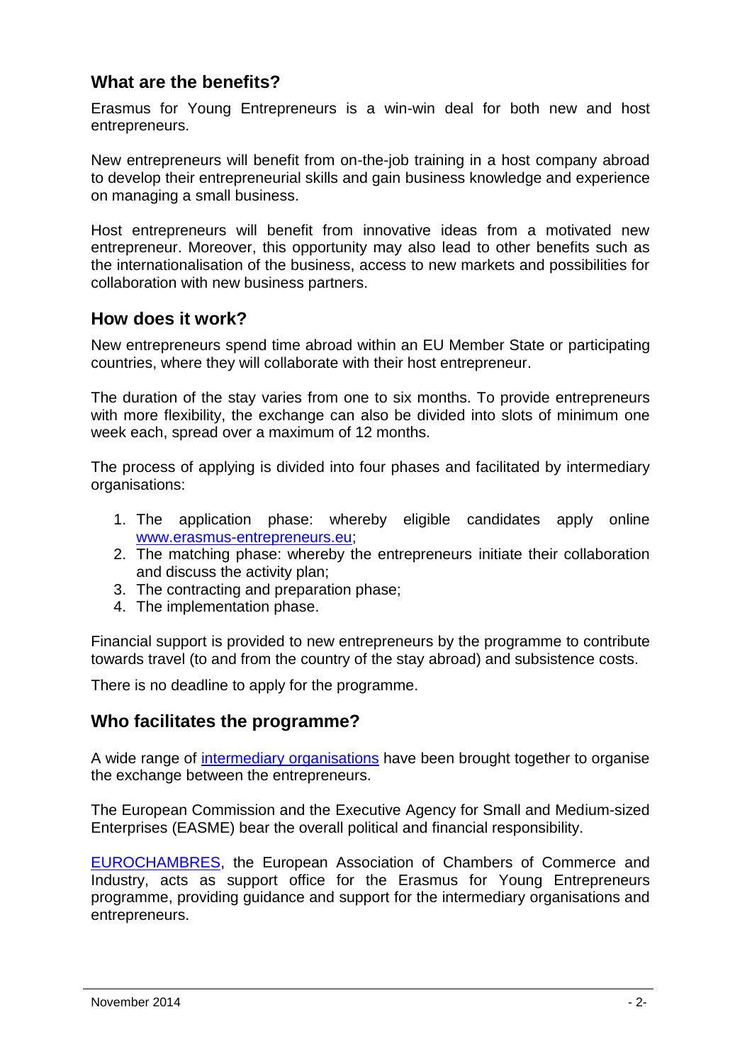## What are the benefits?

Erasmus for Young Entrepreneurs is a win-win deal for both new and host entrepreneurs.

New entrepreneurs will benefit from on-the-job training in a host company abroad to develop their entrepreneurial skills and gain business knowledge and experience on managing a small business.

Host entrepreneurs will benefit from innovative ideas from a motivated new entrepreneur. Moreover, this opportunity may also lead to other benefits such as the internationalisation of the business, access to new markets and possibilities for collaboration with new business partners.

## How does it work?

New entrepreneurs spend time abroad within an EU Member State or participating countries, where they will collaborate with their host entrepreneur.

The duration of the stay varies from one to six months. To provide entrepreneurs with more flexibility, the exchange can also be divided into slots of minimum one week each, spread over a maximum of 12 months.

The process of applying is divided into four phases and facilitated by intermediary organisations:

1. The application phase: whereby eligible candidates apply online [www.erasmus-entrepreneurs.eu](http://www.erasmus-entrepreneurs.eu);
2. The matching phase: whereby the entrepreneurs initiate their collaboration and discuss the activity plan;
3. The contracting and preparation phase;
4. The implementation phase.

Financial support is provided to new entrepreneurs by the programme to contribute towards travel (to and from the country of the stay abroad) and subsistence costs.

There is no deadline to apply for the programme.

## Who facilitates the programme?

A wide range of intermediary organisations have been brought together to organise the exchange between the entrepreneurs.

The European Commission and the Executive Agency for Small and Medium-sized Enterprises (EASME) bear the overall political and financial responsibility.

EUROCHAMBRES, the European Association of Chambers of Commerce and Industry, acts as support office for the Erasmus for Young Entrepreneurs programme, providing guidance and support for the intermediary organisations and entrepreneurs.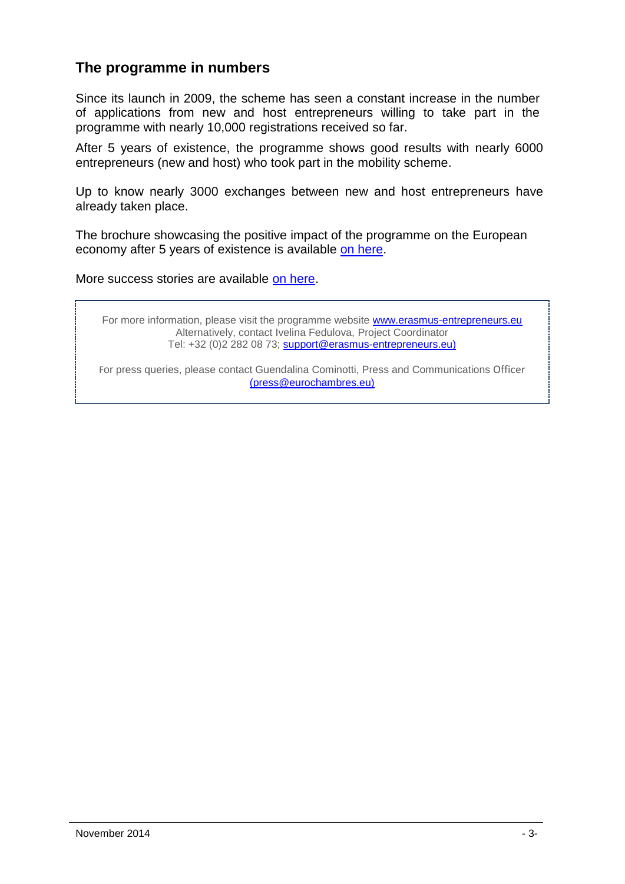## The programme in numbers

Since its launch in 2009, the scheme has seen a constant increase in the number of applications from new and host entrepreneurs willing to take part in the programme with nearly 10,000 registrations received so far.

After 5 years of existence, the programme shows good results with nearly 6000 entrepreneurs (new and host) who took part in the mobility scheme.

Up to know nearly 3000 exchanges between new and host entrepreneurs have already taken place.

The brochure showcasing the positive impact of the programme on the European economy after 5 years of existence is available on here.

More success stories are available on here.

For more information, please visit the programme website www.erasmus-entrepreneurs.eu
Alternatively, contact Ivelina Fedulova, Project Coordinator
Tel: +32 (0)2 282 08 73; support@erasmus-entrepreneurs.eu)

For press queries, please contact Guendalina Cominotti, Press and Communications Officer
(press@eurochambres.eu)